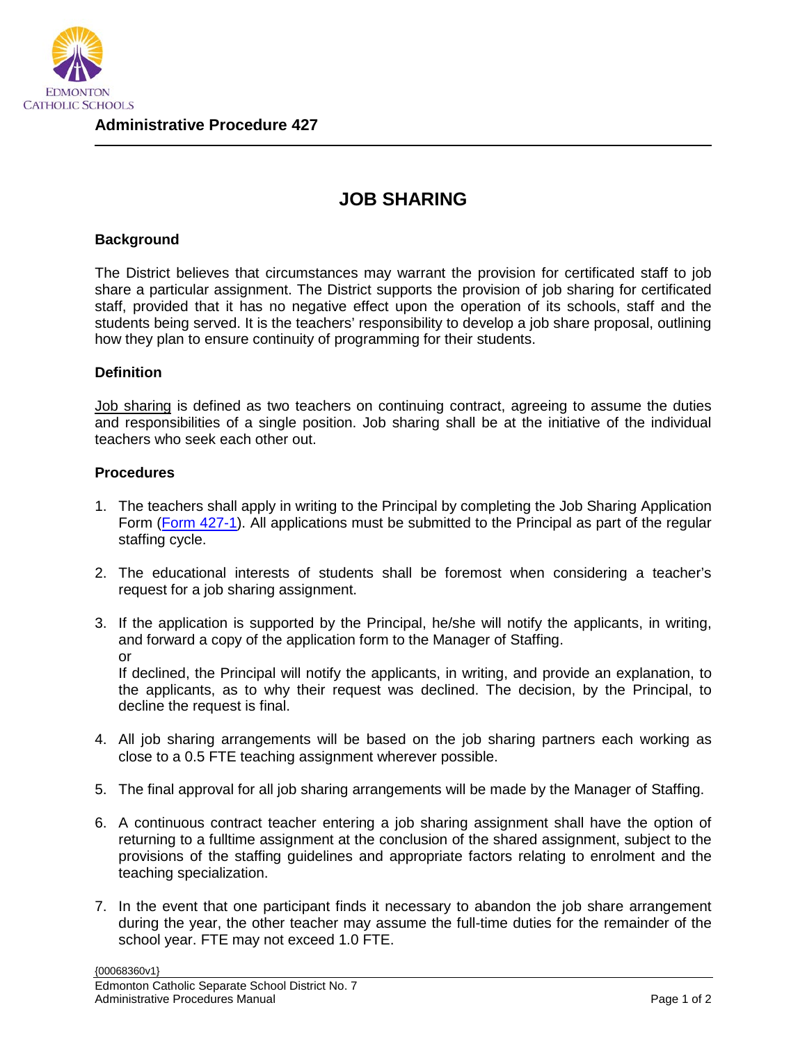**Administrative Procedure 427**

# JOB SHARING

## Background

The District believes that circumstances may warrant the provision for certificated staff to job share a particular assignment. The District supports the provision of job sharing for certificated staff, provided that it has no negative effect upon the operation of its schools, staff and the students being served. It is the teachers' responsibility to develop a job share proposal, outlining how they plan to ensure continuity of programming for their students.

## Definition

Job sharing is defined as two teachers on continuing contract, agreeing to assume the duties and responsibilities of a single position. Job sharing shall be at the initiative of the individual teachers who seek each other out.

## Procedures

1. The teachers shall apply in writing to the Principal by completing the Job Sharing Application Form (Form 427-1). All applications must be submitted to the Principal as part of the regular staffing cycle.

2. The educational interests of students shall be foremost when considering a teacher's request for a job sharing assignment.

3. If the application is supported by the Principal, he/she will notify the applicants, in writing, and forward a copy of the application form to the Manager of Staffing.
   or
   If declined, the Principal will notify the applicants, in writing, and provide an explanation, to the applicants, as to why their request was declined. The decision, by the Principal, to decline the request is final.

4. All job sharing arrangements will be based on the job sharing partners each working as close to a 0.5 FTE teaching assignment wherever possible.

5. The final approval for all job sharing arrangements will be made by the Manager of Staffing.

6. A continuous contract teacher entering a job sharing assignment shall have the option of returning to a fulltime assignment at the conclusion of the shared assignment, subject to the provisions of the staffing guidelines and appropriate factors relating to enrolment and the teaching specialization.

7. In the event that one participant finds it necessary to abandon the job share arrangement during the year, the other teacher may assume the full-time duties for the remainder of the school year. FTE may not exceed 1.0 FTE.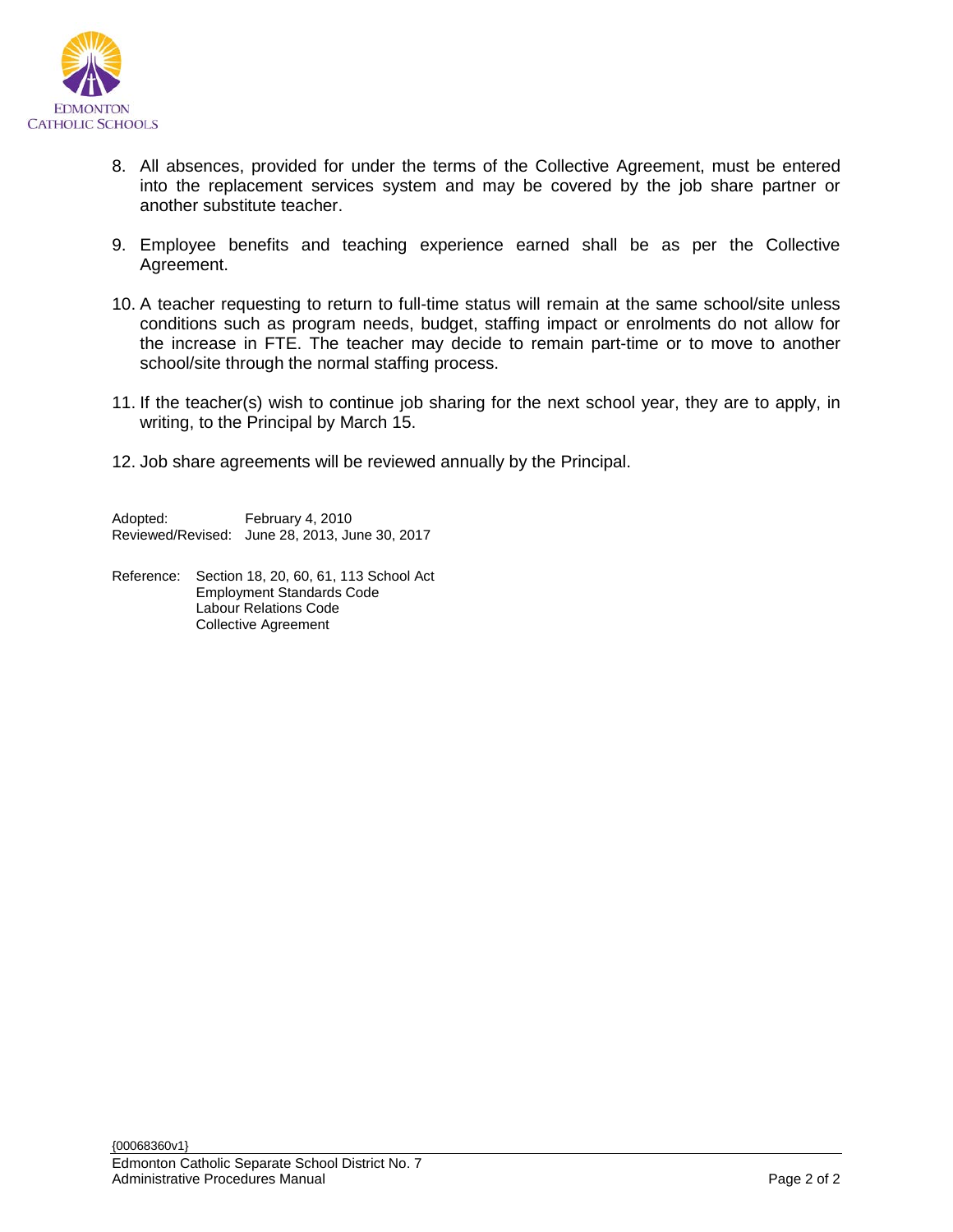8. All absences, provided for under the terms of the Collective Agreement, must be entered into the replacement services system and may be covered by the job share partner or another substitute teacher.

9. Employee benefits and teaching experience earned shall be as per the Collective Agreement.

10. A teacher requesting to return to full-time status will remain at the same school/site unless conditions such as program needs, budget, staffing impact or enrolments do not allow for the increase in FTE. The teacher may decide to remain part-time or to move to another school/site through the normal staffing process.

11. If the teacher(s) wish to continue job sharing for the next school year, they are to apply, in writing, to the Principal by March 15.

12. Job share agreements will be reviewed annually by the Principal.

Adopted: February 4, 2010
Reviewed/Revised: June 28, 2013, June 30, 2017

Reference: Section 18, 20, 60, 61, 113 School Act
Employment Standards Code
Labour Relations Code
Collective Agreement